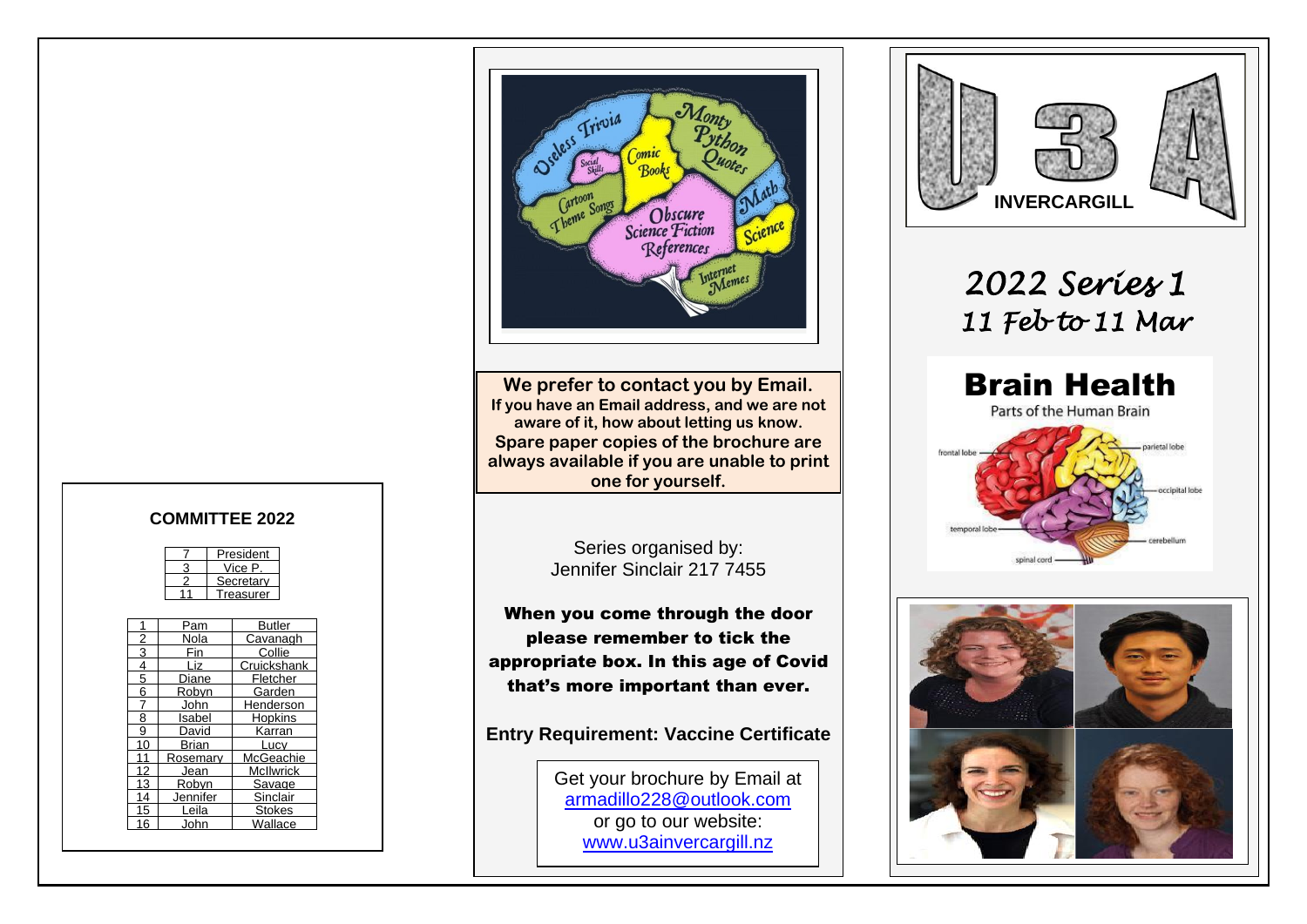## COMMITTEE 2022

| | |
|---|---|
| 7 | President |
| 3 | Vice P. |
| 2 | Secretary |
| 11 | Treasurer |

| | | |
|---|---|---|
| 1 | Pam | Butler |
| 2 | Nola | Cavanagh |
| 3 | Fin | Collie |
| 4 | Liz | Cruickshank |
| 5 | Diane | Fletcher |
| 6 | Robyn | Garden |
| 7 | John | Henderson |
| 8 | Isabel | Hopkins |
| 9 | David | Karran |
| 10 | Brian | Lucy |
| 11 | Rosemary | McGeachie |
| 12 | Jean | McIlwrick |
| 13 | Robyn | Savage |
| 14 | Jennifer | Sinclair |
| 15 | Leila | Stokes |
| 16 | John | Wallace |

**We prefer to contact you by Email.**
**If you have an Email address, and we are not aware of it, how about letting us know.**
**Spare paper copies of the brochure are always available if you are unable to print one for yourself.**

Series organised by:
Jennifer Sinclair 217 7455

**When you come through the door please remember to tick the appropriate box. In this age of Covid that's more important than ever.**

**Entry Requirement: Vaccine Certificate**

Get your brochure by Email at
armadillo228@outlook.com
or go to our website:
www.u3ainvercargill.nz

# U3A INVERCARGILL

## *2022 Series 1*
## *11 Feb to 11 Mar*

# Brain Health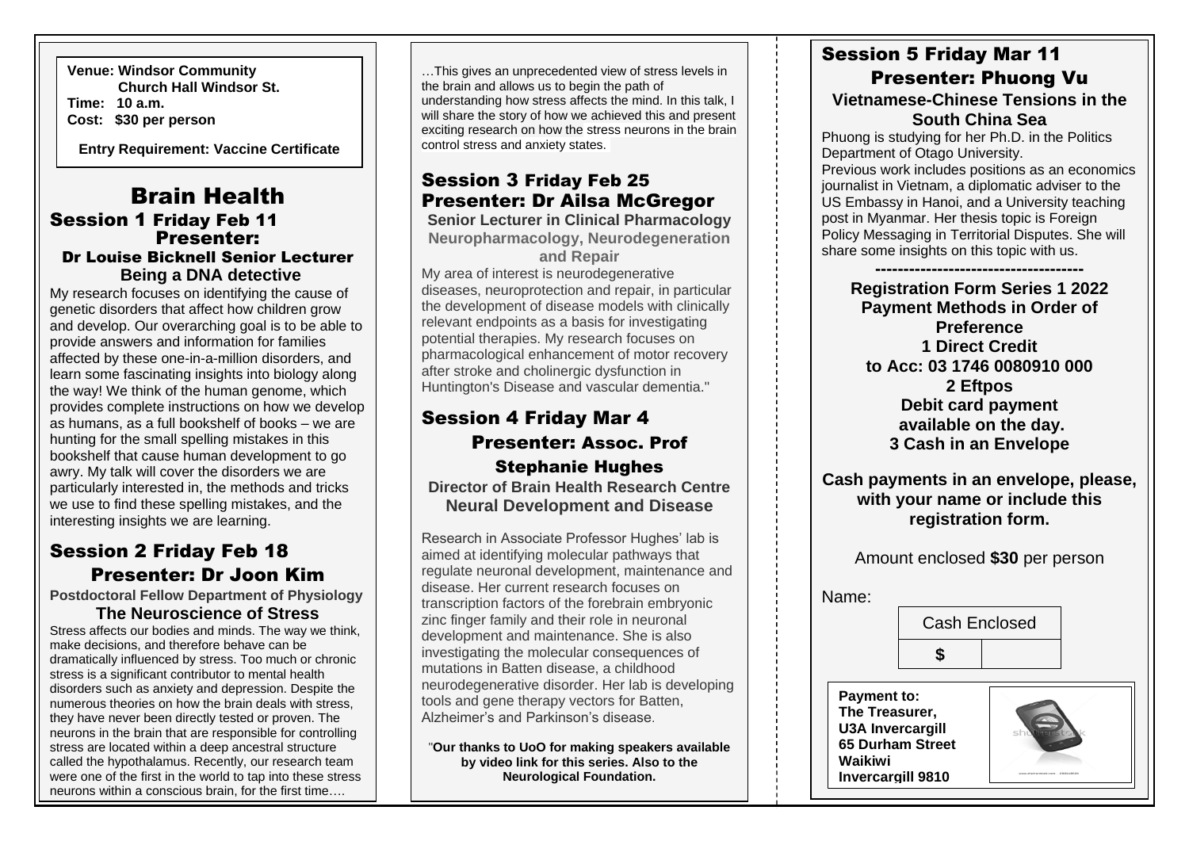**Venue: Windsor Community Church Hall Windsor St.**
**Time: 10 a.m.**
**Cost: $30 per person**

**Entry Requirement: Vaccine Certificate**

# Brain Health

## Session 1 Friday Feb 11 Presenter:

### Dr Louise Bicknell Senior Lecturer

**Being a DNA detective**

My research focuses on identifying the cause of genetic disorders that affect how children grow and develop. Our overarching goal is to be able to provide answers and information for families affected by these one-in-a-million disorders, and learn some fascinating insights into biology along the way! We think of the human genome, which provides complete instructions on how we develop as humans, as a full bookshelf of books – we are hunting for the small spelling mistakes in this bookshelf that cause human development to go awry. My talk will cover the disorders we are particularly interested in, the methods and tricks we use to find these spelling mistakes, and the interesting insights we are learning.

## Session 2 Friday Feb 18 Presenter: Dr Joon Kim

**Postdoctoral Fellow Department of Physiology**

**The Neuroscience of Stress**

Stress affects our bodies and minds. The way we think, make decisions, and therefore behave can be dramatically influenced by stress. Too much or chronic stress is a significant contributor to mental health disorders such as anxiety and depression. Despite the numerous theories on how the brain deals with stress, they have never been directly tested or proven. The neurons in the brain that are responsible for controlling stress are located within a deep ancestral structure called the hypothalamus. Recently, our research team were one of the first in the world to tap into these stress neurons within a conscious brain, for the first time….

…This gives an unprecedented view of stress levels in the brain and allows us to begin the path of understanding how stress affects the mind. In this talk, I will share the story of how we achieved this and present exciting research on how the stress neurons in the brain control stress and anxiety states.

## Session 3 Friday Feb 25 Presenter: Dr Ailsa McGregor

**Senior Lecturer in Clinical Pharmacology**
**Neuropharmacology, Neurodegeneration and Repair**

My area of interest is neurodegenerative diseases, neuroprotection and repair, in particular the development of disease models with clinically relevant endpoints as a basis for investigating potential therapies. My research focuses on pharmacological enhancement of motor recovery after stroke and cholinergic dysfunction in Huntington's Disease and vascular dementia."

## Session 4 Friday Mar 4 Presenter: Assoc. Prof Stephanie Hughes

**Director of Brain Health Research Centre**
**Neural Development and Disease**

Research in Associate Professor Hughes' lab is aimed at identifying molecular pathways that regulate neuronal development, maintenance and disease. Her current research focuses on transcription factors of the forebrain embryonic zinc finger family and their role in neuronal development and maintenance. She is also investigating the molecular consequences of mutations in Batten disease, a childhood neurodegenerative disorder. Her lab is developing tools and gene therapy vectors for Batten, Alzheimer's and Parkinson's disease.

"**Our thanks to UoO for making speakers available by video link for this series. Also to the Neurological Foundation.**

## Session 5 Friday Mar 11 Presenter: Phuong Vu

**Vietnamese-Chinese Tensions in the South China Sea**

Phuong is studying for her Ph.D. in the Politics Department of Otago University.
Previous work includes positions as an economics journalist in Vietnam, a diplomatic adviser to the US Embassy in Hanoi, and a University teaching post in Myanmar. Her thesis topic is Foreign Policy Messaging in Territorial Disputes. She will share some insights on this topic with us.

-------------------------------------

**Registration Form Series 1 2022**
**Payment Methods in Order of Preference**
**1 Direct Credit to Acc: 03 1746 0080910 000**
**2 Eftpos Debit card payment available on the day.**
**3 Cash in an Envelope**

**Cash payments in an envelope, please, with your name or include this registration form.**

Amount enclosed **$30** per person

Name:

| Cash Enclosed | |
|---|---|
| **$** | |

**Payment to:**
**The Treasurer,**
**U3A Invercargill**
**65 Durham Street**
**Waikiwi**
**Invercargill 9810**